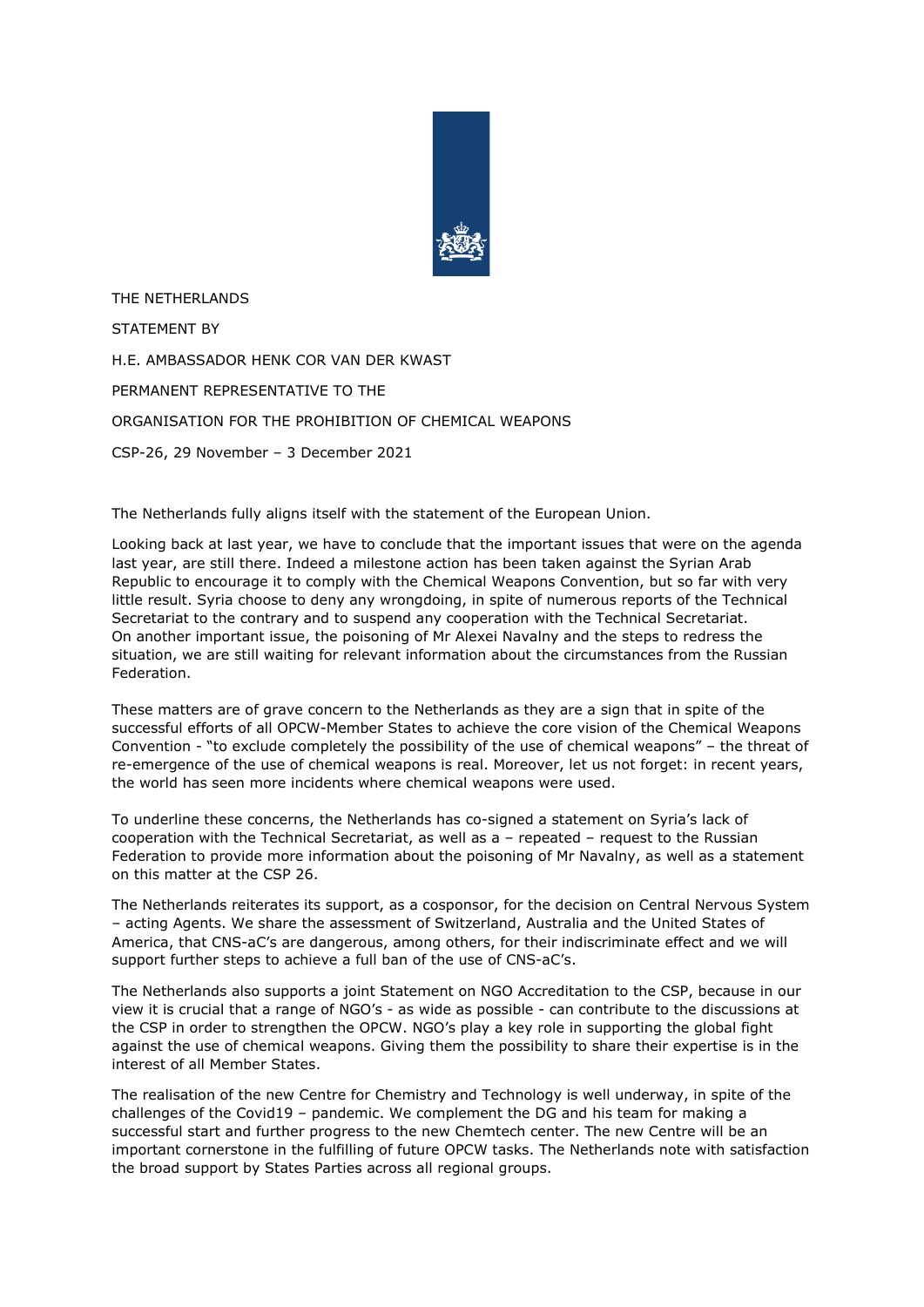THE NETHERLANDS

STATEMENT BY

H.E. AMBASSADOR HENK COR VAN DER KWAST

PERMANENT REPRESENTATIVE TO THE

ORGANISATION FOR THE PROHIBITION OF CHEMICAL WEAPONS

CSP-26, 29 November – 3 December 2021

The Netherlands fully aligns itself with the statement of the European Union.

Looking back at last year, we have to conclude that the important issues that were on the agenda last year, are still there. Indeed a milestone action has been taken against the Syrian Arab Republic to encourage it to comply with the Chemical Weapons Convention, but so far with very little result. Syria choose to deny any wrongdoing, in spite of numerous reports of the Technical Secretariat to the contrary and to suspend any cooperation with the Technical Secretariat. On another important issue, the poisoning of Mr Alexei Navalny and the steps to redress the situation, we are still waiting for relevant information about the circumstances from the Russian Federation.

These matters are of grave concern to the Netherlands as they are a sign that in spite of the successful efforts of all OPCW-Member States to achieve the core vision of the Chemical Weapons Convention - "to exclude completely the possibility of the use of chemical weapons" – the threat of re-emergence of the use of chemical weapons is real. Moreover, let us not forget: in recent years, the world has seen more incidents where chemical weapons were used.

To underline these concerns, the Netherlands has co-signed a statement on Syria's lack of cooperation with the Technical Secretariat, as well as a – repeated – request to the Russian Federation to provide more information about the poisoning of Mr Navalny, as well as a statement on this matter at the CSP 26.

The Netherlands reiterates its support, as a cosponsor, for the decision on Central Nervous System – acting Agents. We share the assessment of Switzerland, Australia and the United States of America, that CNS-aC's are dangerous, among others, for their indiscriminate effect and we will support further steps to achieve a full ban of the use of CNS-aC's.

The Netherlands also supports a joint Statement on NGO Accreditation to the CSP, because in our view it is crucial that a range of NGO's - as wide as possible - can contribute to the discussions at the CSP in order to strengthen the OPCW. NGO's play a key role in supporting the global fight against the use of chemical weapons. Giving them the possibility to share their expertise is in the interest of all Member States.

The realisation of the new Centre for Chemistry and Technology is well underway, in spite of the challenges of the Covid19 – pandemic. We complement the DG and his team for making a successful start and further progress to the new Chemtech center. The new Centre will be an important cornerstone in the fulfilling of future OPCW tasks. The Netherlands note with satisfaction the broad support by States Parties across all regional groups.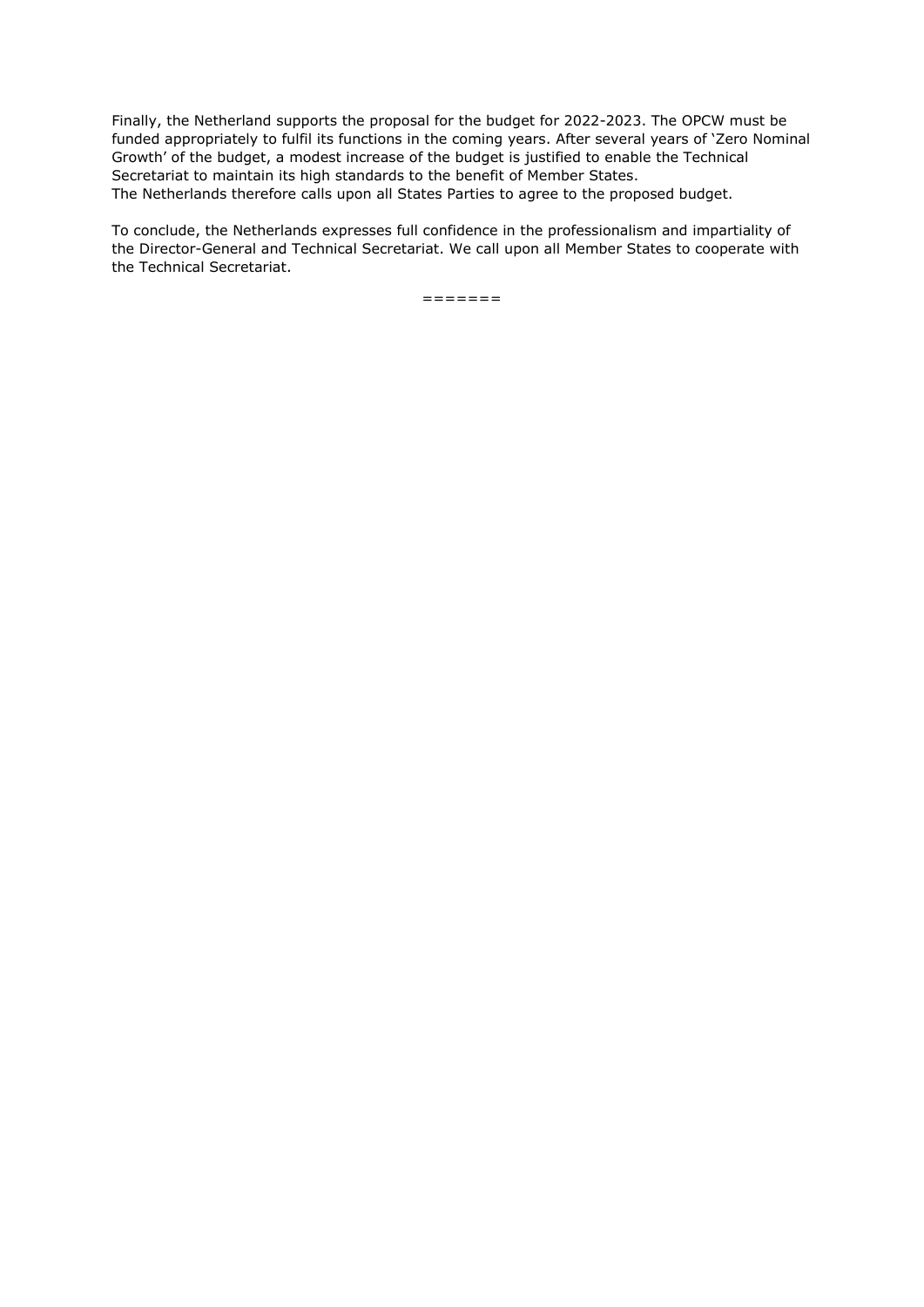Finally, the Netherland supports the proposal for the budget for 2022-2023. The OPCW must be funded appropriately to fulfil its functions in the coming years. After several years of 'Zero Nominal Growth' of the budget, a modest increase of the budget is justified to enable the Technical Secretariat to maintain its high standards to the benefit of Member States.
The Netherlands therefore calls upon all States Parties to agree to the proposed budget.

To conclude, the Netherlands expresses full confidence in the professionalism and impartiality of the Director-General and Technical Secretariat. We call upon all Member States to cooperate with the Technical Secretariat.

=======